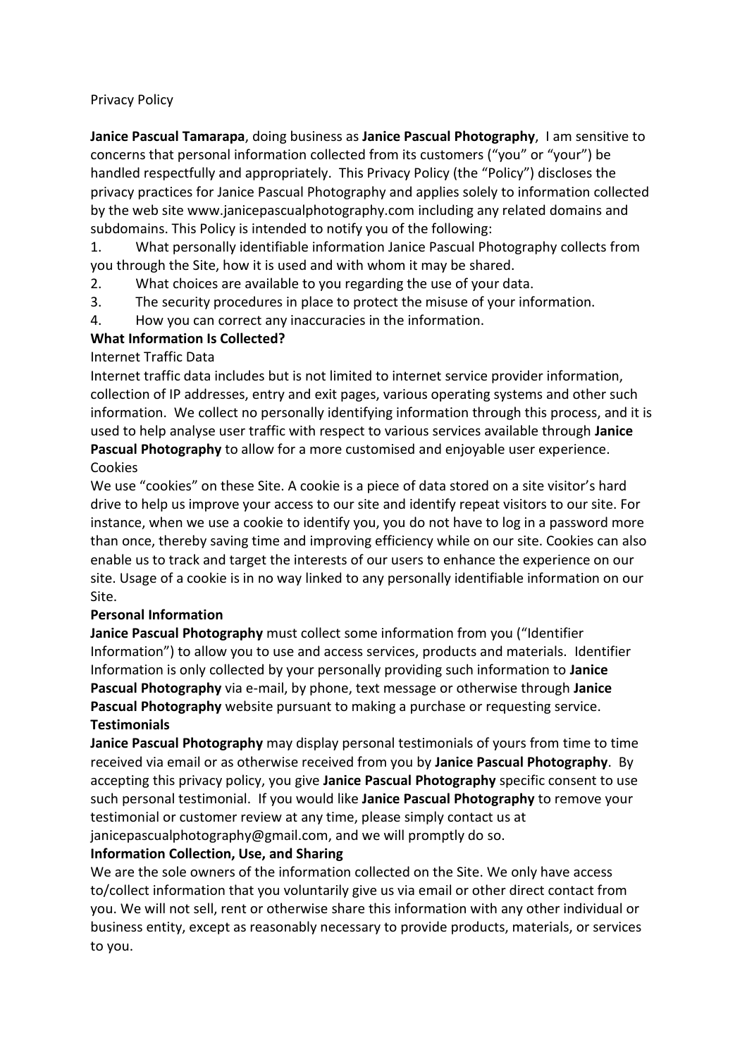Privacy Policy

**Janice Pascual Tamarapa**, doing business as **Janice Pascual Photography**, I am sensitive to concerns that personal information collected from its customers ("you" or "your") be handled respectfully and appropriately. This Privacy Policy (the "Policy") discloses the privacy practices for Janice Pascual Photography and applies solely to information collected by the web site www.janicepascualphotography.com including any related domains and subdomains. This Policy is intended to notify you of the following:

1. What personally identifiable information Janice Pascual Photography collects from you through the Site, how it is used and with whom it may be shared.
2. What choices are available to you regarding the use of your data.
3. The security procedures in place to protect the misuse of your information.
4. How you can correct any inaccuracies in the information.

**What Information Is Collected?**

Internet Traffic Data

Internet traffic data includes but is not limited to internet service provider information, collection of IP addresses, entry and exit pages, various operating systems and other such information. We collect no personally identifying information through this process, and it is used to help analyse user traffic with respect to various services available through **Janice Pascual Photography** to allow for a more customised and enjoyable user experience.

Cookies

We use "cookies" on these Site. A cookie is a piece of data stored on a site visitor's hard drive to help us improve your access to our site and identify repeat visitors to our site. For instance, when we use a cookie to identify you, you do not have to log in a password more than once, thereby saving time and improving efficiency while on our site. Cookies can also enable us to track and target the interests of our users to enhance the experience on our site. Usage of a cookie is in no way linked to any personally identifiable information on our Site.

**Personal Information**

**Janice Pascual Photography** must collect some information from you ("Identifier Information") to allow you to use and access services, products and materials. Identifier Information is only collected by your personally providing such information to **Janice Pascual Photography** via e-mail, by phone, text message or otherwise through **Janice Pascual Photography** website pursuant to making a purchase or requesting service.

**Testimonials**

**Janice Pascual Photography** may display personal testimonials of yours from time to time received via email or as otherwise received from you by **Janice Pascual Photography**. By accepting this privacy policy, you give **Janice Pascual Photography** specific consent to use such personal testimonial. If you would like **Janice Pascual Photography** to remove your testimonial or customer review at any time, please simply contact us at janicepascualphotography@gmail.com, and we will promptly do so.

**Information Collection, Use, and Sharing**

We are the sole owners of the information collected on the Site. We only have access to/collect information that you voluntarily give us via email or other direct contact from you. We will not sell, rent or otherwise share this information with any other individual or business entity, except as reasonably necessary to provide products, materials, or services to you.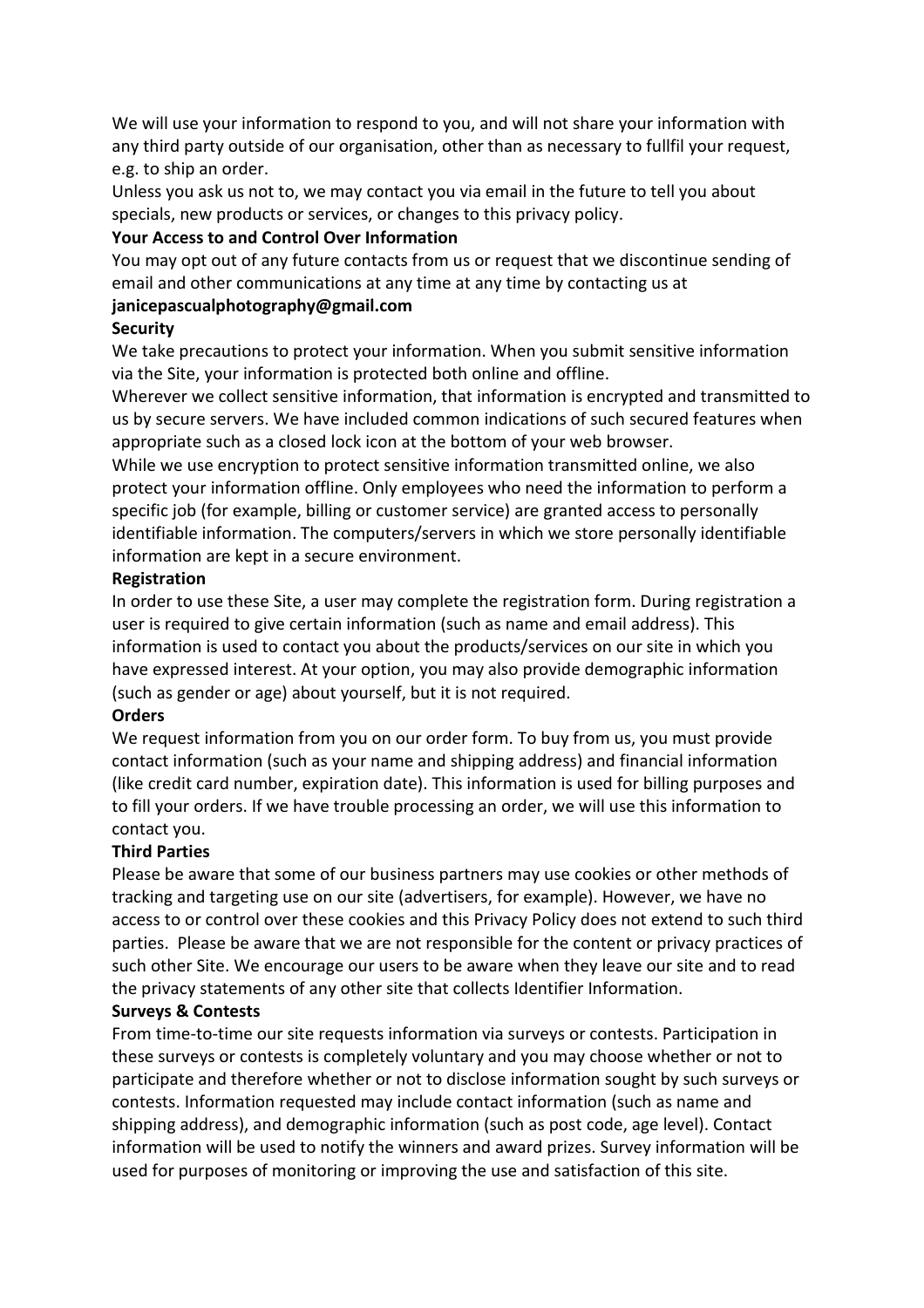We will use your information to respond to you, and will not share your information with any third party outside of our organisation, other than as necessary to fullfil your request, e.g. to ship an order.

Unless you ask us not to, we may contact you via email in the future to tell you about specials, new products or services, or changes to this privacy policy.

**Your Access to and Control Over Information**

You may opt out of any future contacts from us or request that we discontinue sending of email and other communications at any time at any time by contacting us at **janicepascualphotography@gmail.com**

**Security**

We take precautions to protect your information. When you submit sensitive information via the Site, your information is protected both online and offline.

Wherever we collect sensitive information, that information is encrypted and transmitted to us by secure servers. We have included common indications of such secured features when appropriate such as a closed lock icon at the bottom of your web browser.

While we use encryption to protect sensitive information transmitted online, we also protect your information offline. Only employees who need the information to perform a specific job (for example, billing or customer service) are granted access to personally identifiable information. The computers/servers in which we store personally identifiable information are kept in a secure environment.

**Registration**

In order to use these Site, a user may complete the registration form. During registration a user is required to give certain information (such as name and email address). This information is used to contact you about the products/services on our site in which you have expressed interest. At your option, you may also provide demographic information (such as gender or age) about yourself, but it is not required.

**Orders**

We request information from you on our order form. To buy from us, you must provide contact information (such as your name and shipping address) and financial information (like credit card number, expiration date). This information is used for billing purposes and to fill your orders. If we have trouble processing an order, we will use this information to contact you.

**Third Parties**

Please be aware that some of our business partners may use cookies or other methods of tracking and targeting use on our site (advertisers, for example). However, we have no access to or control over these cookies and this Privacy Policy does not extend to such third parties. Please be aware that we are not responsible for the content or privacy practices of such other Site. We encourage our users to be aware when they leave our site and to read the privacy statements of any other site that collects Identifier Information.

**Surveys & Contests**

From time-to-time our site requests information via surveys or contests. Participation in these surveys or contests is completely voluntary and you may choose whether or not to participate and therefore whether or not to disclose information sought by such surveys or contests. Information requested may include contact information (such as name and shipping address), and demographic information (such as post code, age level). Contact information will be used to notify the winners and award prizes. Survey information will be used for purposes of monitoring or improving the use and satisfaction of this site.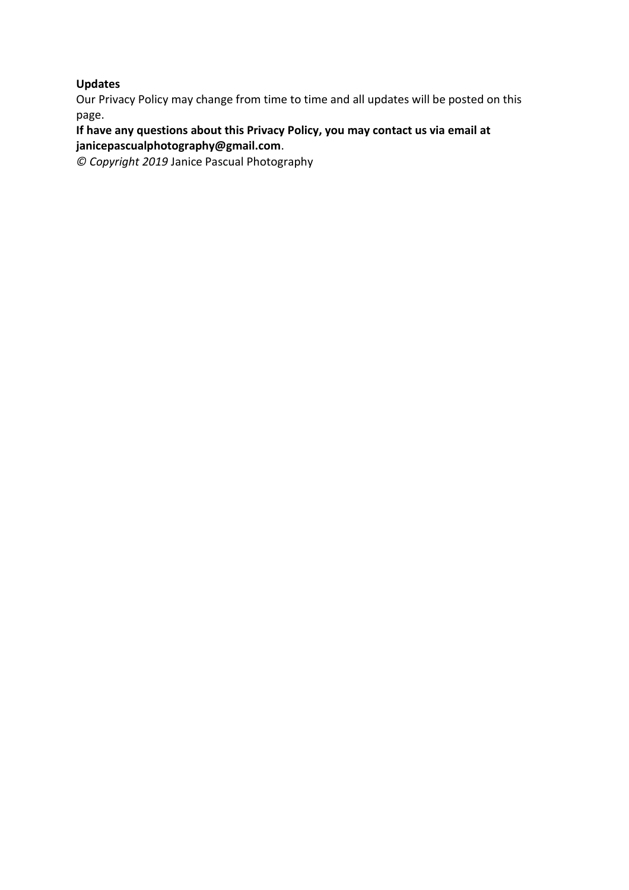**Updates**

Our Privacy Policy may change from time to time and all updates will be posted on this page.

**If have any questions about this Privacy Policy, you may contact us via email at janicepascualphotography@gmail.com**.

*© Copyright 2019* Janice Pascual Photography